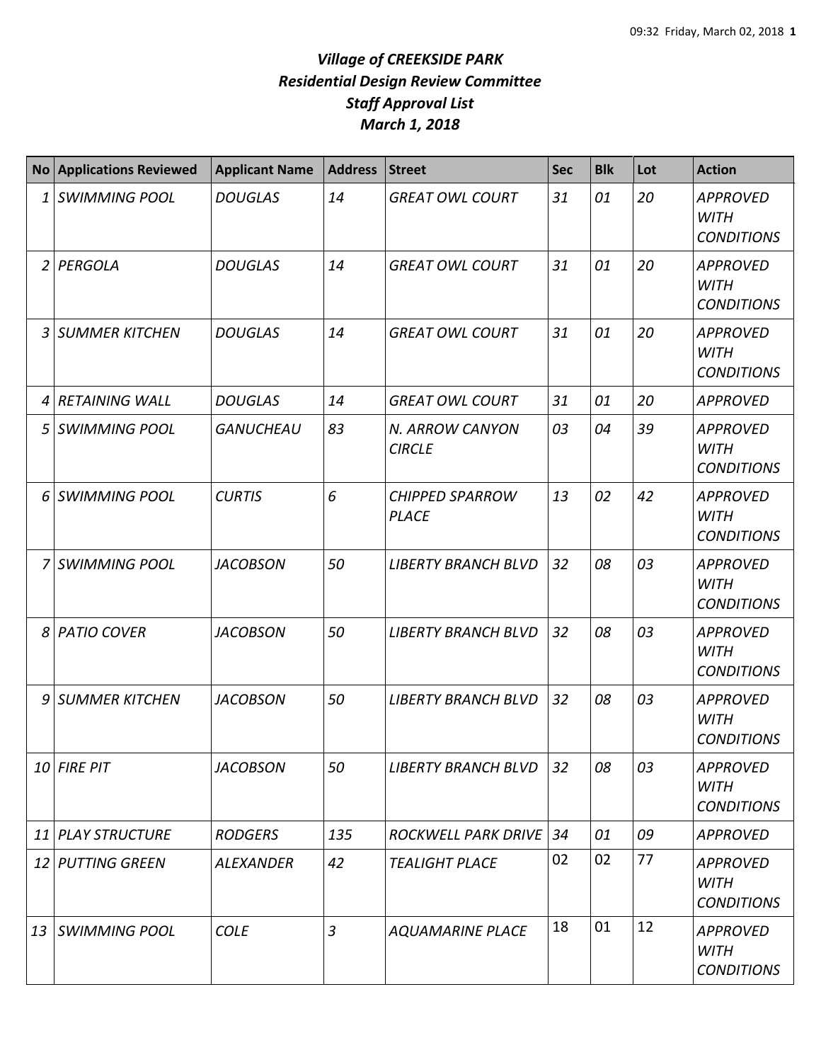# *Village of CREEKSIDE PARK*
## *Residential Design Review Committee*
## *Staff Approval List*
## *March 1, 2018*

| No | Applications Reviewed | Applicant Name | Address | Street | Sec | Blk | Lot | Action |
|---|---|---|---|---|---|---|---|---|
| 1 | SWIMMING POOL | DOUGLAS | 14 | GREAT OWL COURT | 31 | 01 | 20 | APPROVED WITH CONDITIONS |
| 2 | PERGOLA | DOUGLAS | 14 | GREAT OWL COURT | 31 | 01 | 20 | APPROVED WITH CONDITIONS |
| 3 | SUMMER KITCHEN | DOUGLAS | 14 | GREAT OWL COURT | 31 | 01 | 20 | APPROVED WITH CONDITIONS |
| 4 | RETAINING WALL | DOUGLAS | 14 | GREAT OWL COURT | 31 | 01 | 20 | APPROVED |
| 5 | SWIMMING POOL | GANUCHEAU | 83 | N. ARROW CANYON CIRCLE | 03 | 04 | 39 | APPROVED WITH CONDITIONS |
| 6 | SWIMMING POOL | CURTIS | 6 | CHIPPED SPARROW PLACE | 13 | 02 | 42 | APPROVED WITH CONDITIONS |
| 7 | SWIMMING POOL | JACOBSON | 50 | LIBERTY BRANCH BLVD | 32 | 08 | 03 | APPROVED WITH CONDITIONS |
| 8 | PATIO COVER | JACOBSON | 50 | LIBERTY BRANCH BLVD | 32 | 08 | 03 | APPROVED WITH CONDITIONS |
| 9 | SUMMER KITCHEN | JACOBSON | 50 | LIBERTY BRANCH BLVD | 32 | 08 | 03 | APPROVED WITH CONDITIONS |
| 10 | FIRE PIT | JACOBSON | 50 | LIBERTY BRANCH BLVD | 32 | 08 | 03 | APPROVED WITH CONDITIONS |
| 11 | PLAY STRUCTURE | RODGERS | 135 | ROCKWELL PARK DRIVE | 34 | 01 | 09 | APPROVED |
| 12 | PUTTING GREEN | ALEXANDER | 42 | TEALIGHT PLACE | 02 | 02 | 77 | APPROVED WITH CONDITIONS |
| 13 | SWIMMING POOL | COLE | 3 | AQUAMARINE PLACE | 18 | 01 | 12 | APPROVED WITH CONDITIONS |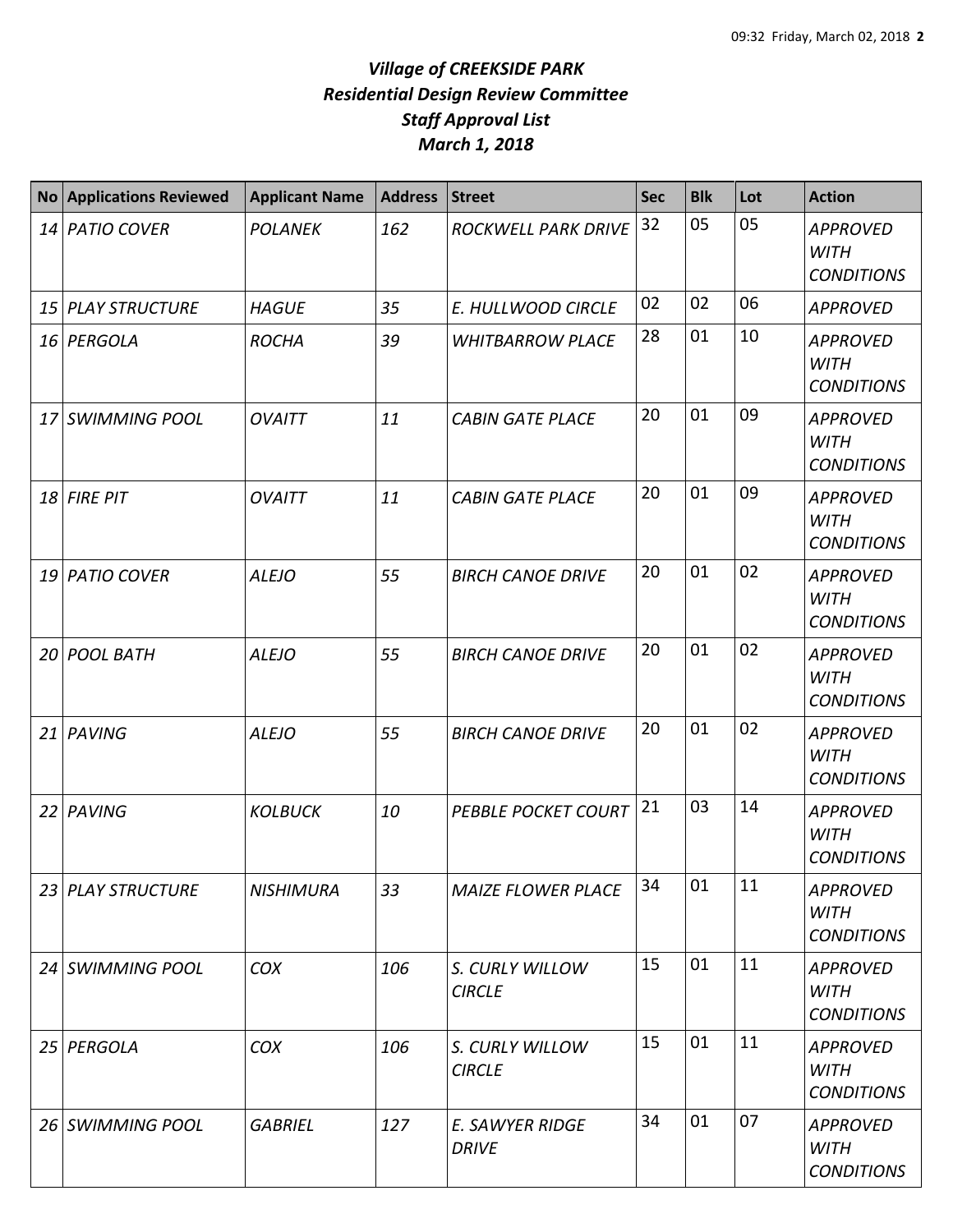# *Village of CREEKSIDE PARK*
## *Residential Design Review Committee*
## *Staff Approval List*
## *March 1, 2018*

| No | Applications Reviewed | Applicant Name | Address | Street | Sec | Blk | Lot | Action |
|---|---|---|---|---|---|---|---|---|
| 14 | PATIO COVER | POLANEK | 162 | ROCKWELL PARK DRIVE | 32 | 05 | 05 | APPROVED WITH CONDITIONS |
| 15 | PLAY STRUCTURE | HAGUE | 35 | E. HULLWOOD CIRCLE | 02 | 02 | 06 | APPROVED |
| 16 | PERGOLA | ROCHA | 39 | WHITBARROW PLACE | 28 | 01 | 10 | APPROVED WITH CONDITIONS |
| 17 | SWIMMING POOL | OVAITT | 11 | CABIN GATE PLACE | 20 | 01 | 09 | APPROVED WITH CONDITIONS |
| 18 | FIRE PIT | OVAITT | 11 | CABIN GATE PLACE | 20 | 01 | 09 | APPROVED WITH CONDITIONS |
| 19 | PATIO COVER | ALEJO | 55 | BIRCH CANOE DRIVE | 20 | 01 | 02 | APPROVED WITH CONDITIONS |
| 20 | POOL BATH | ALEJO | 55 | BIRCH CANOE DRIVE | 20 | 01 | 02 | APPROVED WITH CONDITIONS |
| 21 | PAVING | ALEJO | 55 | BIRCH CANOE DRIVE | 20 | 01 | 02 | APPROVED WITH CONDITIONS |
| 22 | PAVING | KOLBUCK | 10 | PEBBLE POCKET COURT | 21 | 03 | 14 | APPROVED WITH CONDITIONS |
| 23 | PLAY STRUCTURE | NISHIMURA | 33 | MAIZE FLOWER PLACE | 34 | 01 | 11 | APPROVED WITH CONDITIONS |
| 24 | SWIMMING POOL | COX | 106 | S. CURLY WILLOW CIRCLE | 15 | 01 | 11 | APPROVED WITH CONDITIONS |
| 25 | PERGOLA | COX | 106 | S. CURLY WILLOW CIRCLE | 15 | 01 | 11 | APPROVED WITH CONDITIONS |
| 26 | SWIMMING POOL | GABRIEL | 127 | E. SAWYER RIDGE DRIVE | 34 | 01 | 07 | APPROVED WITH CONDITIONS |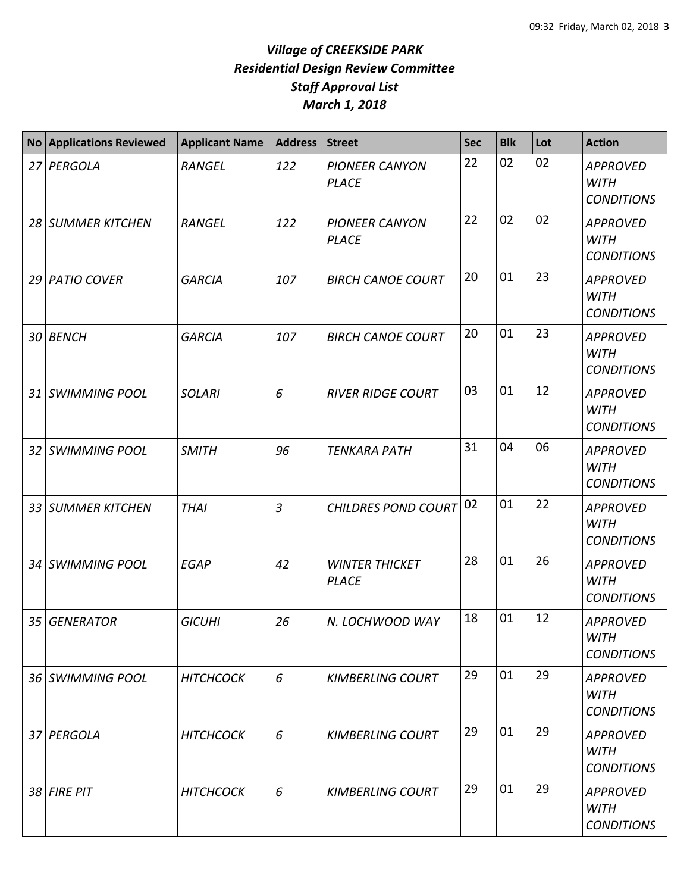# *Village of CREEKSIDE PARK*
## *Residential Design Review Committee*
## *Staff Approval List*
## *March 1, 2018*

| No | Applications Reviewed | Applicant Name | Address | Street | Sec | Blk | Lot | Action |
|---|---|---|---|---|---|---|---|---|
| 27 | PERGOLA | RANGEL | 122 | PIONEER CANYON PLACE | 22 | 02 | 02 | APPROVED WITH CONDITIONS |
| 28 | SUMMER KITCHEN | RANGEL | 122 | PIONEER CANYON PLACE | 22 | 02 | 02 | APPROVED WITH CONDITIONS |
| 29 | PATIO COVER | GARCIA | 107 | BIRCH CANOE COURT | 20 | 01 | 23 | APPROVED WITH CONDITIONS |
| 30 | BENCH | GARCIA | 107 | BIRCH CANOE COURT | 20 | 01 | 23 | APPROVED WITH CONDITIONS |
| 31 | SWIMMING POOL | SOLARI | 6 | RIVER RIDGE COURT | 03 | 01 | 12 | APPROVED WITH CONDITIONS |
| 32 | SWIMMING POOL | SMITH | 96 | TENKARA PATH | 31 | 04 | 06 | APPROVED WITH CONDITIONS |
| 33 | SUMMER KITCHEN | THAI | 3 | CHILDRES POND COURT | 02 | 01 | 22 | APPROVED WITH CONDITIONS |
| 34 | SWIMMING POOL | EGAP | 42 | WINTER THICKET PLACE | 28 | 01 | 26 | APPROVED WITH CONDITIONS |
| 35 | GENERATOR | GICUHI | 26 | N. LOCHWOOD WAY | 18 | 01 | 12 | APPROVED WITH CONDITIONS |
| 36 | SWIMMING POOL | HITCHCOCK | 6 | KIMBERLING COURT | 29 | 01 | 29 | APPROVED WITH CONDITIONS |
| 37 | PERGOLA | HITCHCOCK | 6 | KIMBERLING COURT | 29 | 01 | 29 | APPROVED WITH CONDITIONS |
| 38 | FIRE PIT | HITCHCOCK | 6 | KIMBERLING COURT | 29 | 01 | 29 | APPROVED WITH CONDITIONS |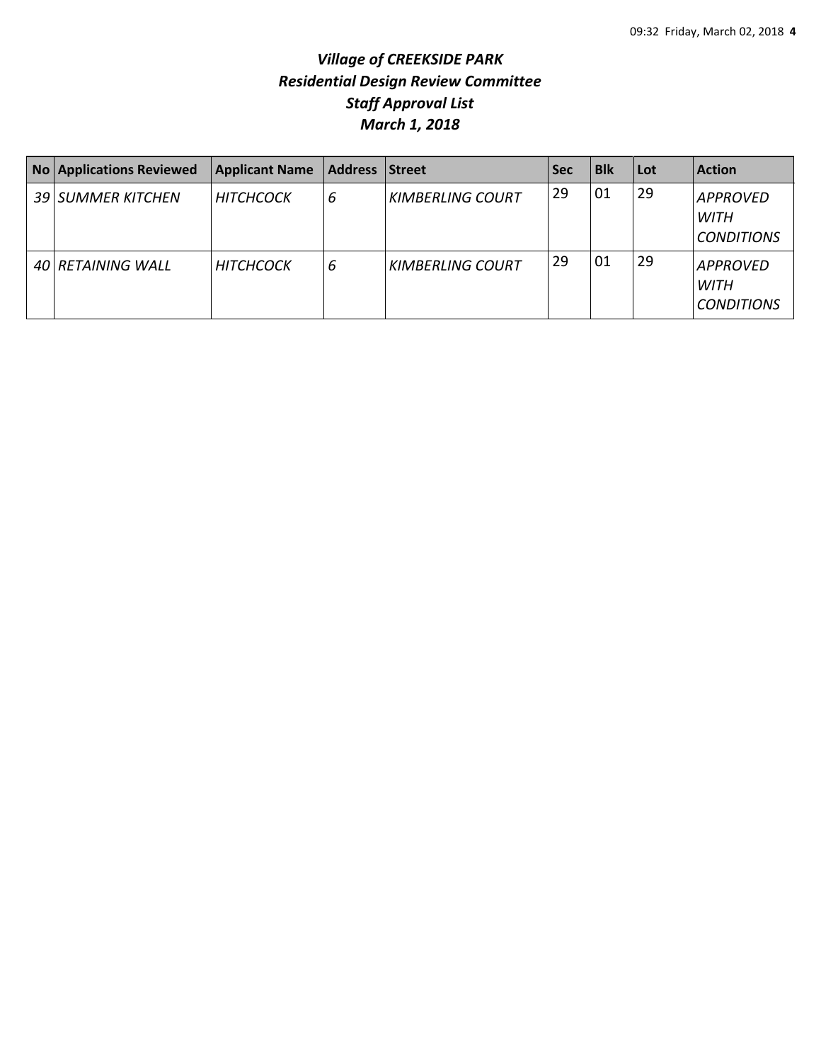# *Village of CREEKSIDE PARK*
## *Residential Design Review Committee*
### *Staff Approval List*
### *March 1, 2018*

| No | Applications Reviewed | Applicant Name | Address | Street | Sec | Blk | Lot | Action |
|---|---|---|---|---|---|---|---|---|
| 39 | SUMMER KITCHEN | HITCHCOCK | 6 | KIMBERLING COURT | 29 | 01 | 29 | APPROVED WITH CONDITIONS |
| 40 | RETAINING WALL | HITCHCOCK | 6 | KIMBERLING COURT | 29 | 01 | 29 | APPROVED WITH CONDITIONS |